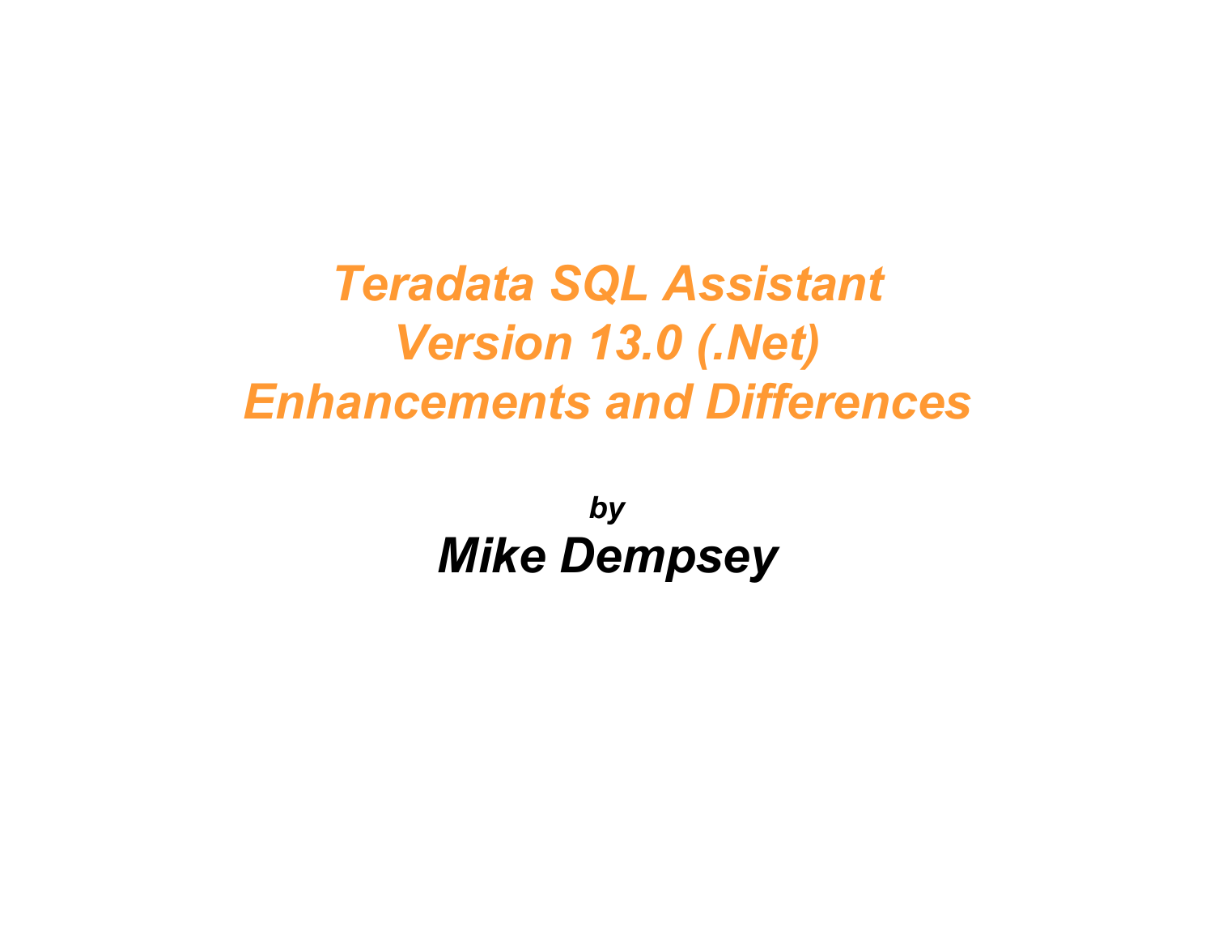# *Teradata SQL Assistant Version 13.0 (.Net) Enhancements and Differences*

***by***

## ***Mike Dempsey***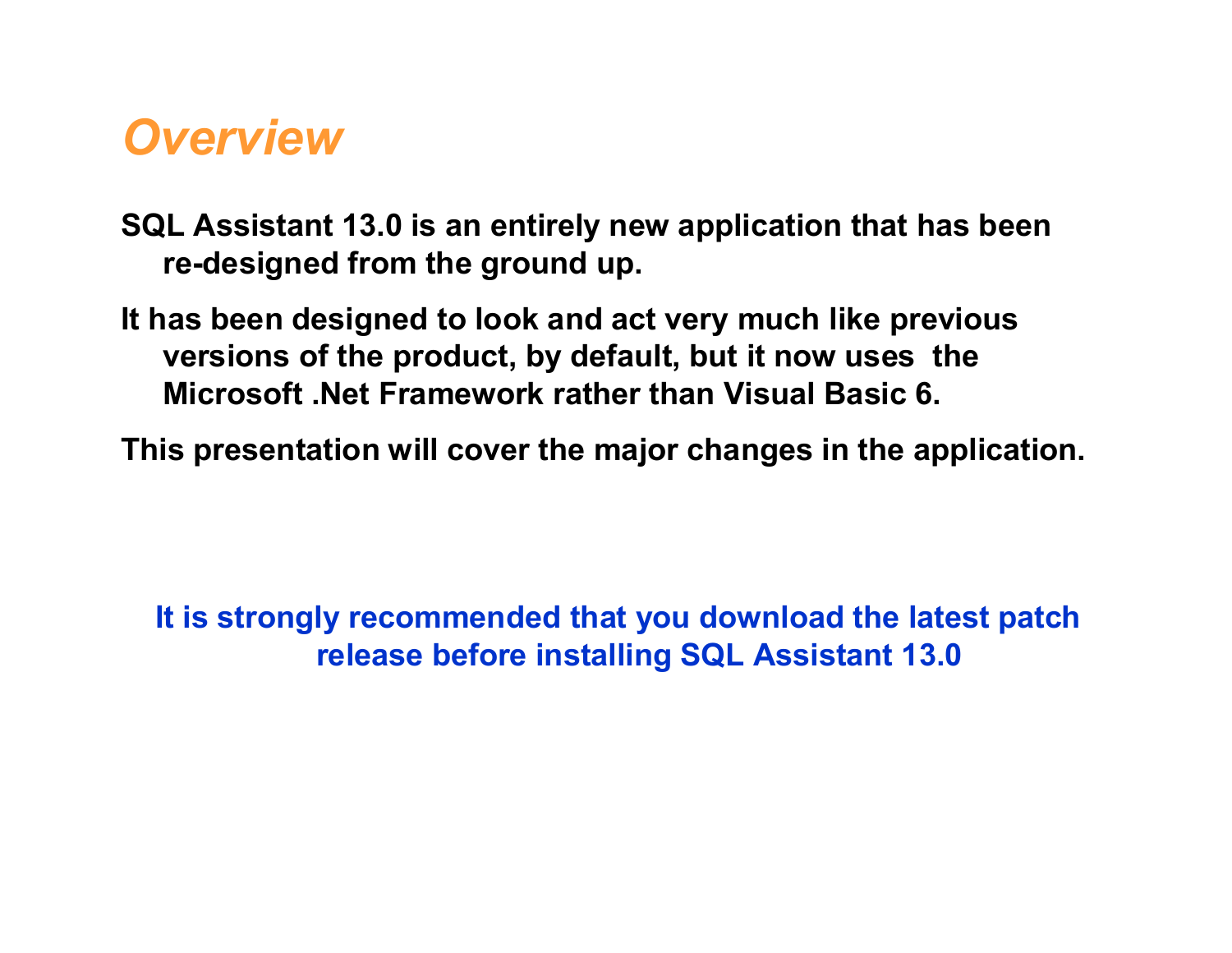# *Overview*

**SQL Assistant 13.0 is an entirely new application that has been re-designed from the ground up.**

**It has been designed to look and act very much like previous versions of the product, by default, but it now uses the Microsoft .Net Framework rather than Visual Basic 6.**

**This presentation will cover the major changes in the application.**

**It is strongly recommended that you download the latest patch release before installing SQL Assistant 13.0**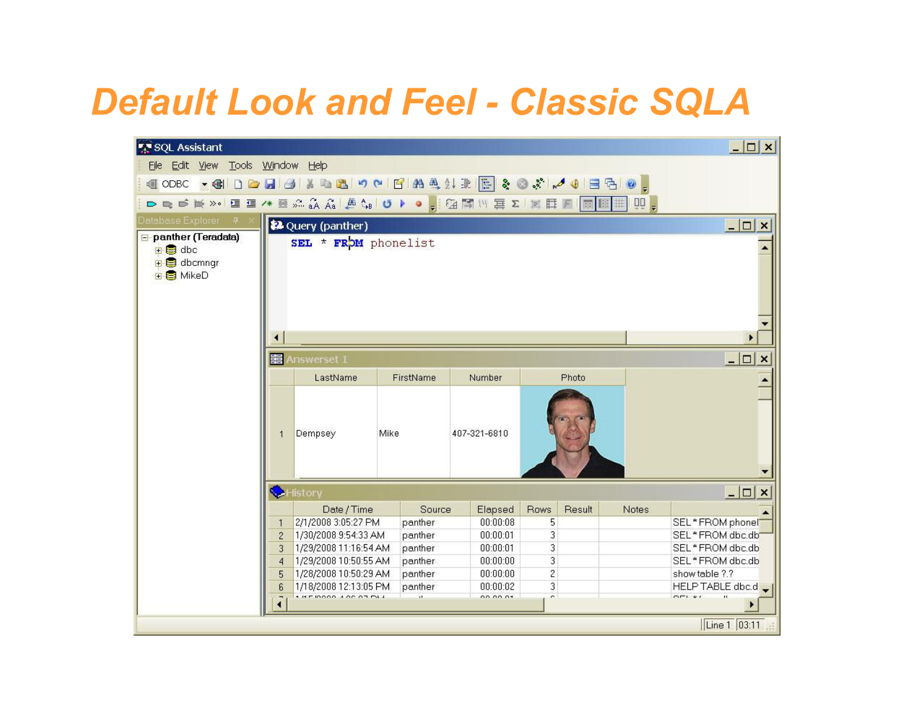# Default Look and Feel - Classic SQLA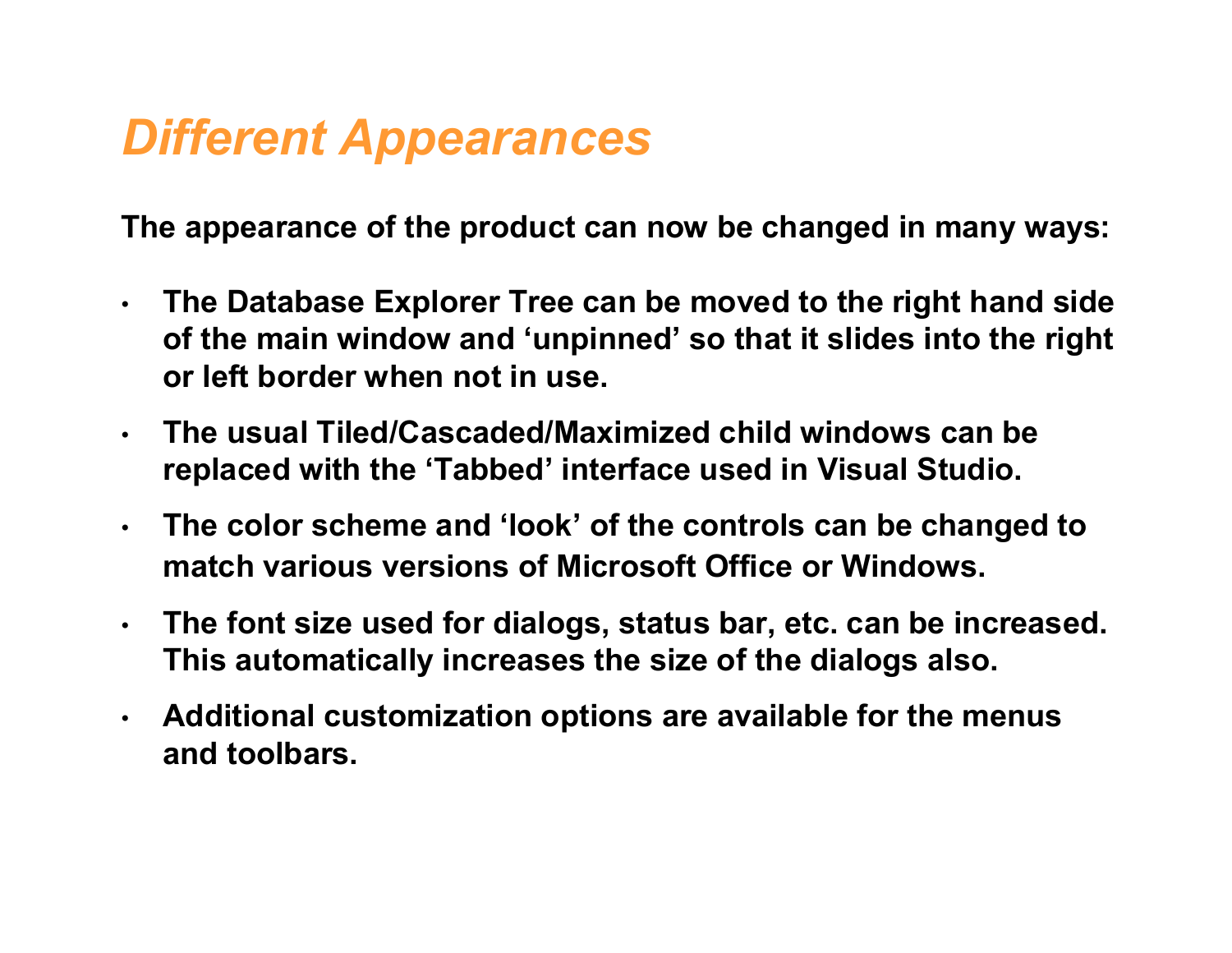# *Different Appearances*

**The appearance of the product can now be changed in many ways:**

- **The Database Explorer Tree can be moved to the right hand side of the main window and ‘unpinned’ so that it slides into the right or left border when not in use.**
- **The usual Tiled/Cascaded/Maximized child windows can be replaced with the ‘Tabbed’ interface used in Visual Studio.**
- **The color scheme and ‘look’ of the controls can be changed to match various versions of Microsoft Office or Windows.**
- **The font size used for dialogs, status bar, etc. can be increased. This automatically increases the size of the dialogs also.**
- **Additional customization options are available for the menus and toolbars.**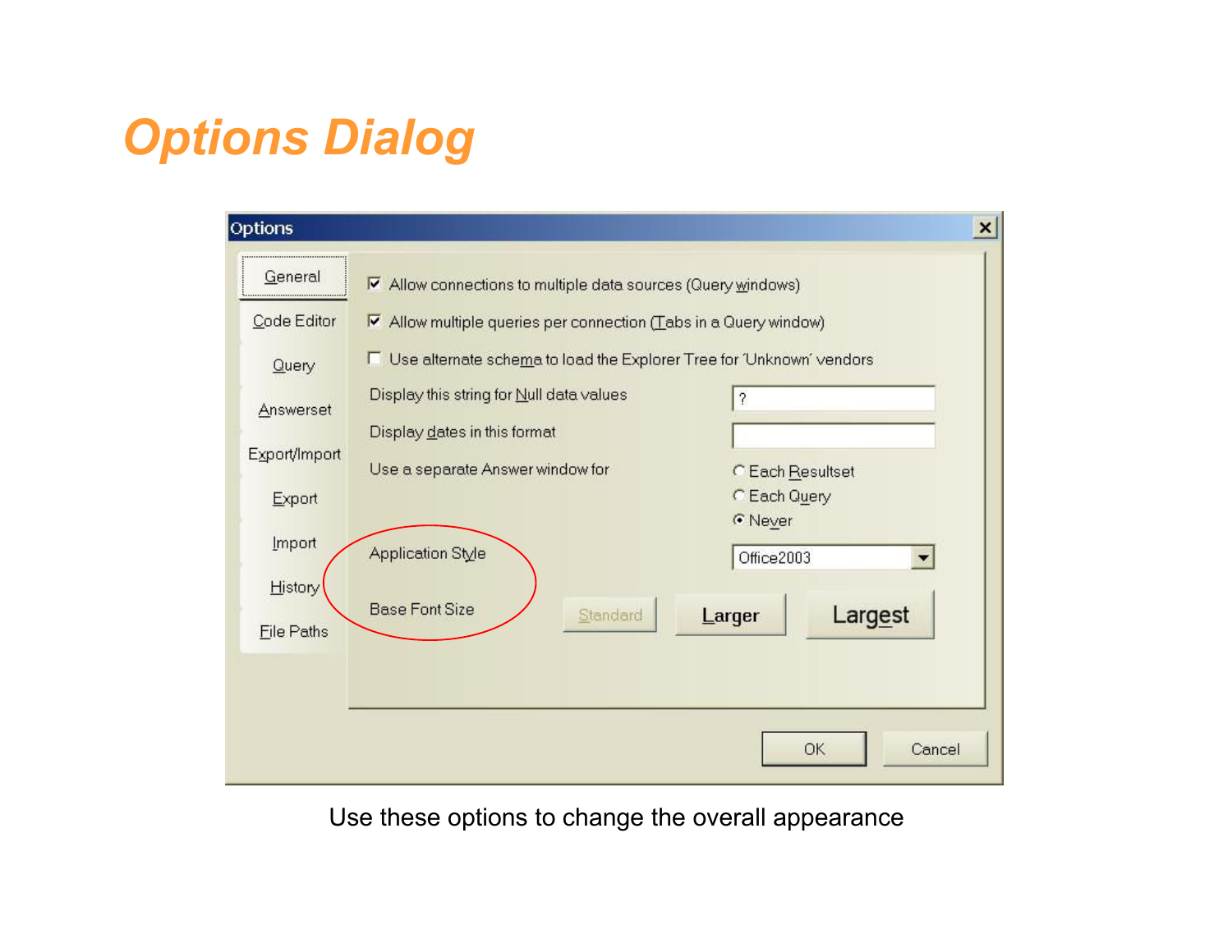# Options Dialog

Options

- General
- Code Editor
- Query
- Answerset
- Export/Import
- Export
- Import
- History
- File Paths

☑ Allow connections to multiple data sources (Query windows)

☑ Allow multiple queries per connection (Tabs in a Query window)

☐ Use alternate schema to load the Explorer Tree for 'Unknown' vendors

Display this string for Null data values: ?

Display dates in this format:

Use a separate Answer window for:
- ○ Each Resultset
- ○ Each Query
- ◉ Never

Application Style: Office2003

Base Font Size: Standard | Larger | Largest

OK | Cancel

Use these options to change the overall appearance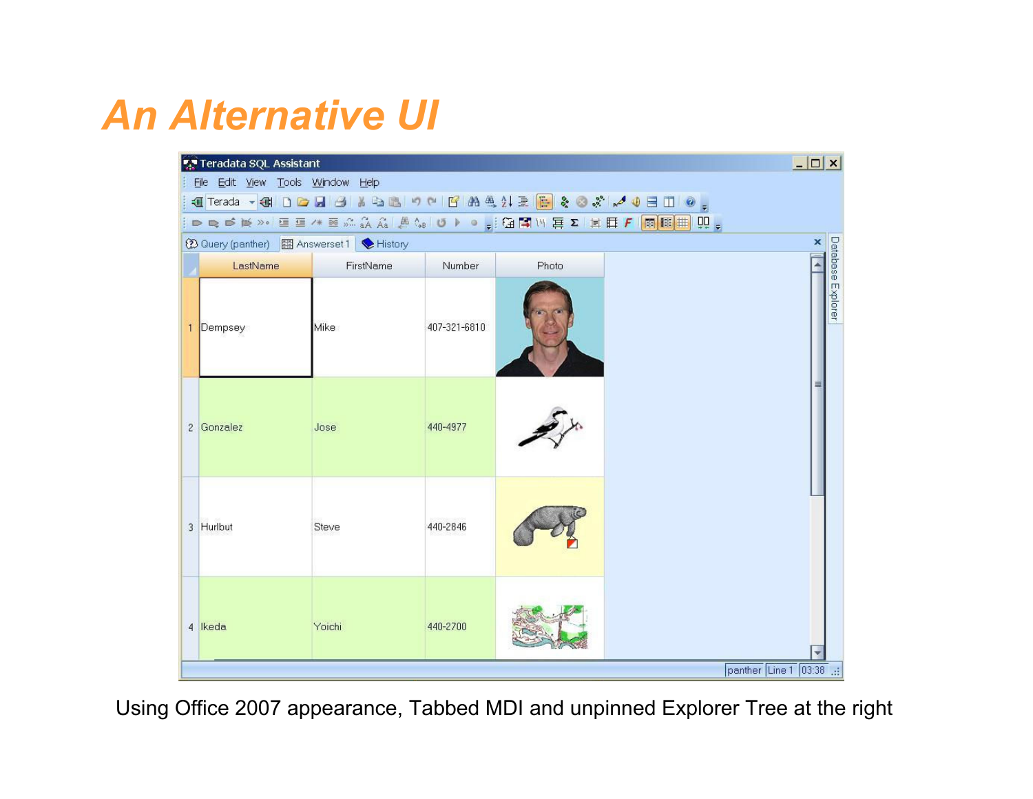# An Alternative UI

Using Office 2007 appearance, Tabbed MDI and unpinned Explorer Tree at the right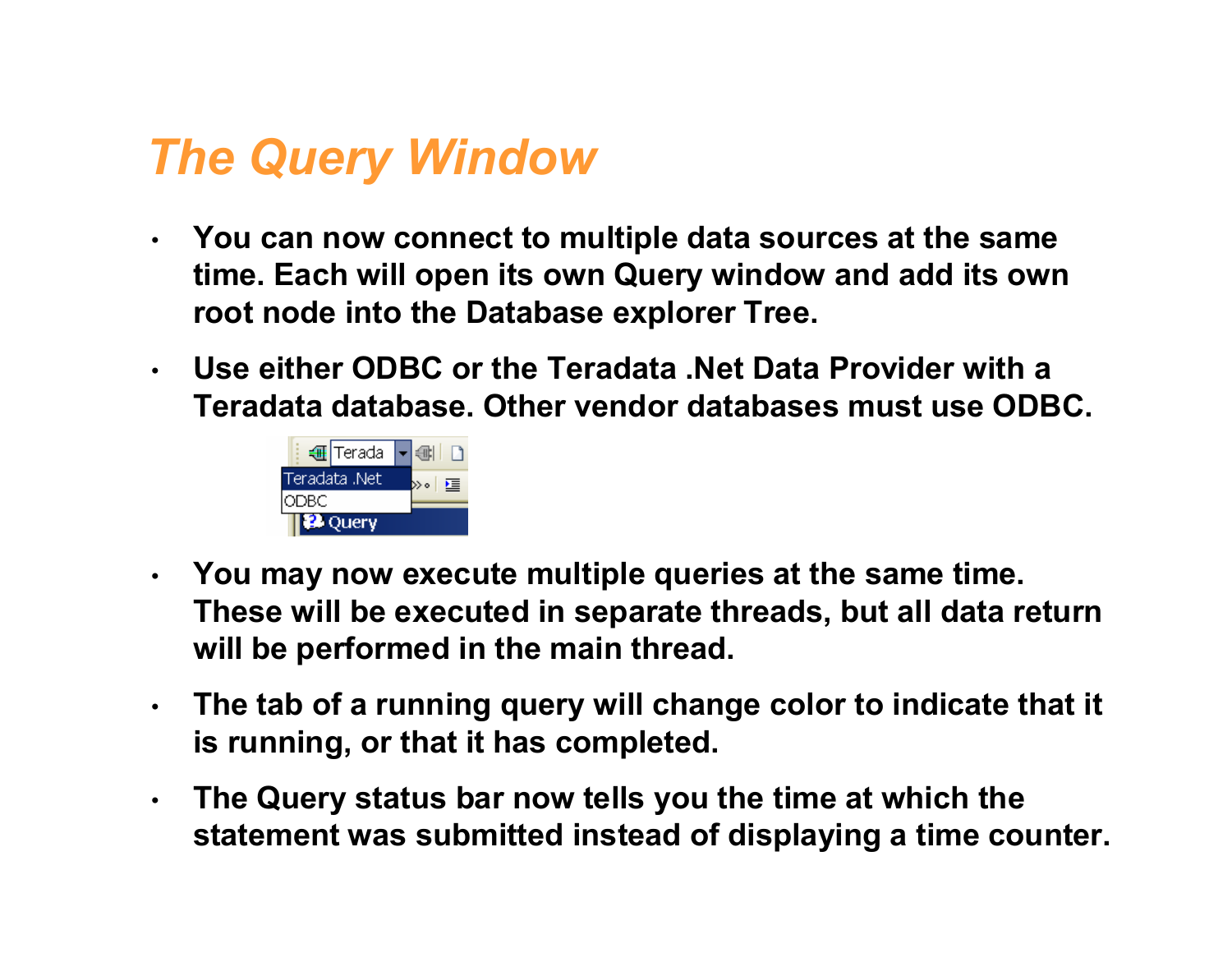# The Query Window

- You can now connect to multiple data sources at the same time. Each will open its own Query window and add its own root node into the Database explorer Tree.
- Use either ODBC or the Teradata .Net Data Provider with a Teradata database. Other vendor databases must use ODBC.
- You may now execute multiple queries at the same time. These will be executed in separate threads, but all data return will be performed in the main thread.
- The tab of a running query will change color to indicate that it is running, or that it has completed.
- The Query status bar now tells you the time at which the statement was submitted instead of displaying a time counter.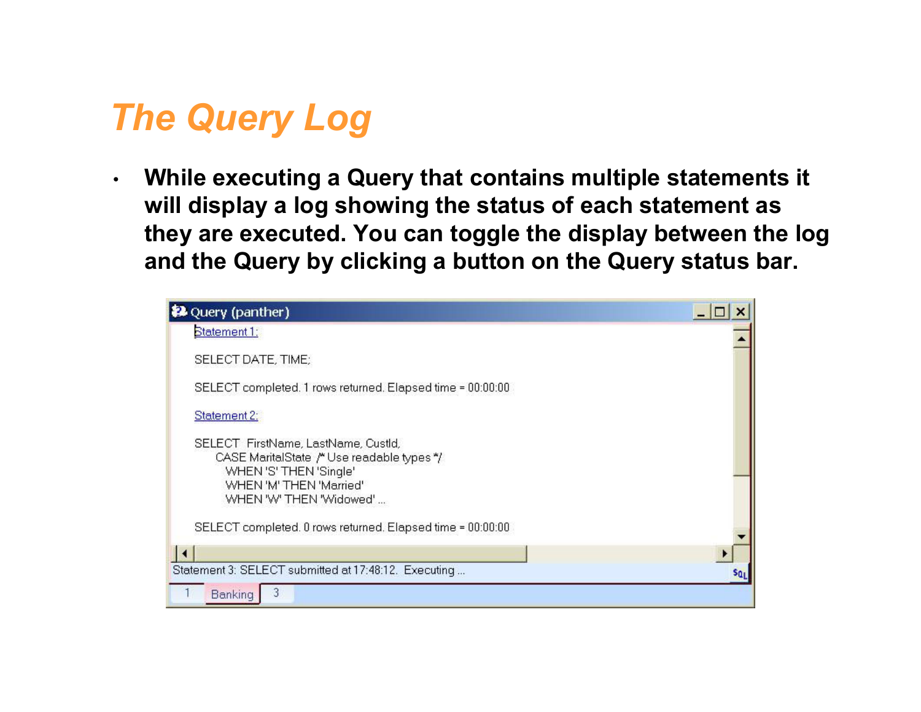# The Query Log

- **While executing a Query that contains multiple statements it will display a log showing the status of each statement as they are executed. You can toggle the display between the log and the Query by clicking a button on the Query status bar.**

Query (panther)

Statement 1:

```
SELECT DATE, TIME;
```

SELECT completed. 1 rows returned. Elapsed time = 00:00:00

Statement 2:

```
SELECT  FirstName, LastName, CustId,
     CASE MaritalState  /* Use readable types */
       WHEN 'S' THEN 'Single'
       WHEN 'M' THEN 'Married'
       WHEN 'W' THEN 'Widowed' ...
```

SELECT completed. 0 rows returned. Elapsed time = 00:00:00

Statement 3: SELECT submitted at 17:48:12. Executing ...

1 | Banking | 3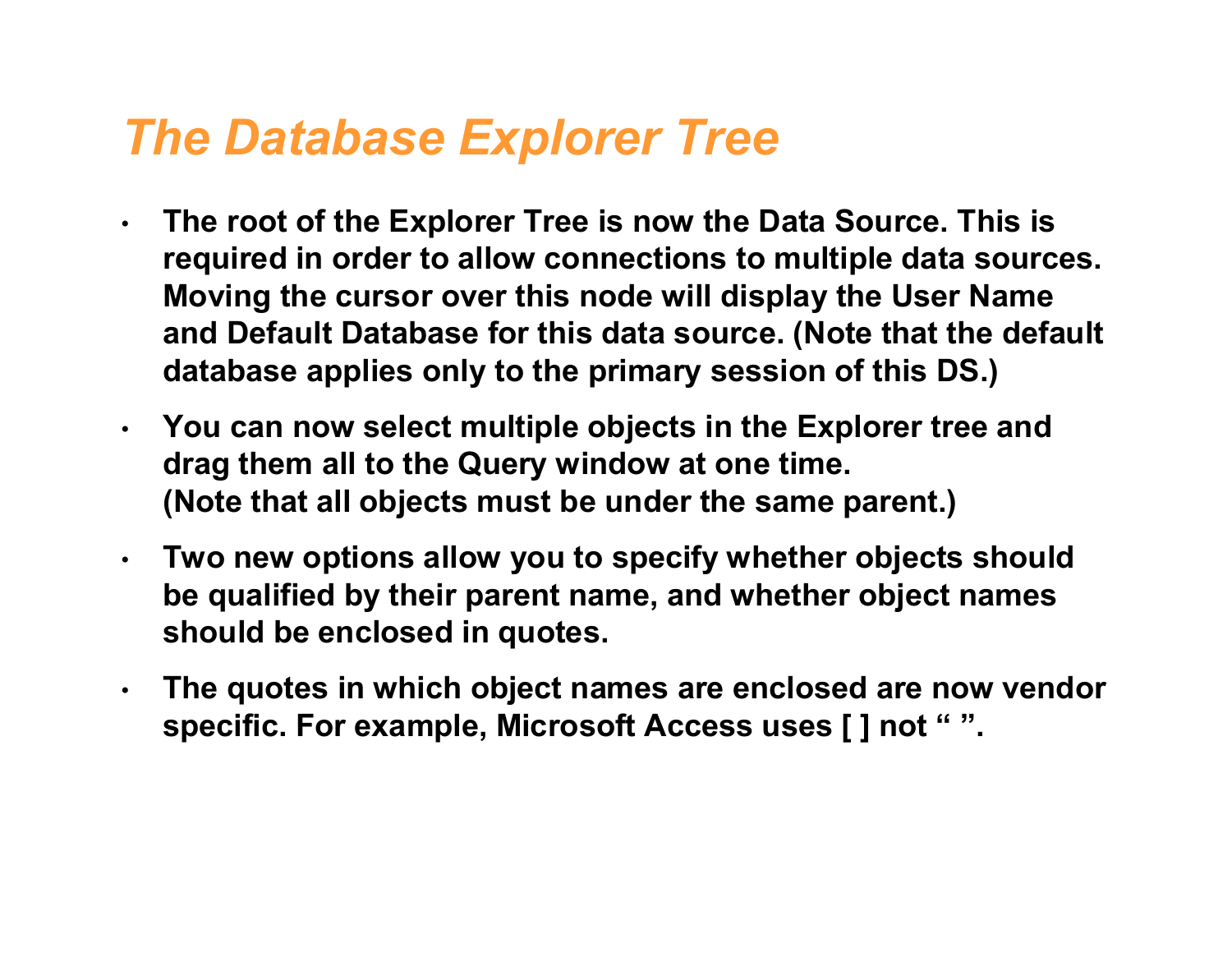# *The Database Explorer Tree*

- **The root of the Explorer Tree is now the Data Source. This is required in order to allow connections to multiple data sources. Moving the cursor over this node will display the User Name and Default Database for this data source. (Note that the default database applies only to the primary session of this DS.)**
- **You can now select multiple objects in the Explorer tree and drag them all to the Query window at one time. (Note that all objects must be under the same parent.)**
- **Two new options allow you to specify whether objects should be qualified by their parent name, and whether object names should be enclosed in quotes.**
- **The quotes in which object names are enclosed are now vendor specific. For example, Microsoft Access uses [ ] not “ ”.**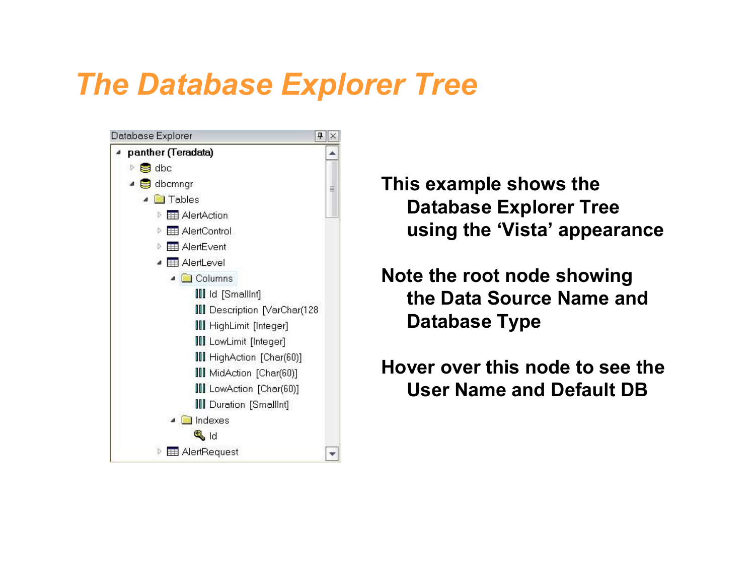# The Database Explorer Tree

This example shows the Database Explorer Tree using the 'Vista' appearance

Note the root node showing the Data Source Name and Database Type

Hover over this node to see the User Name and Default DB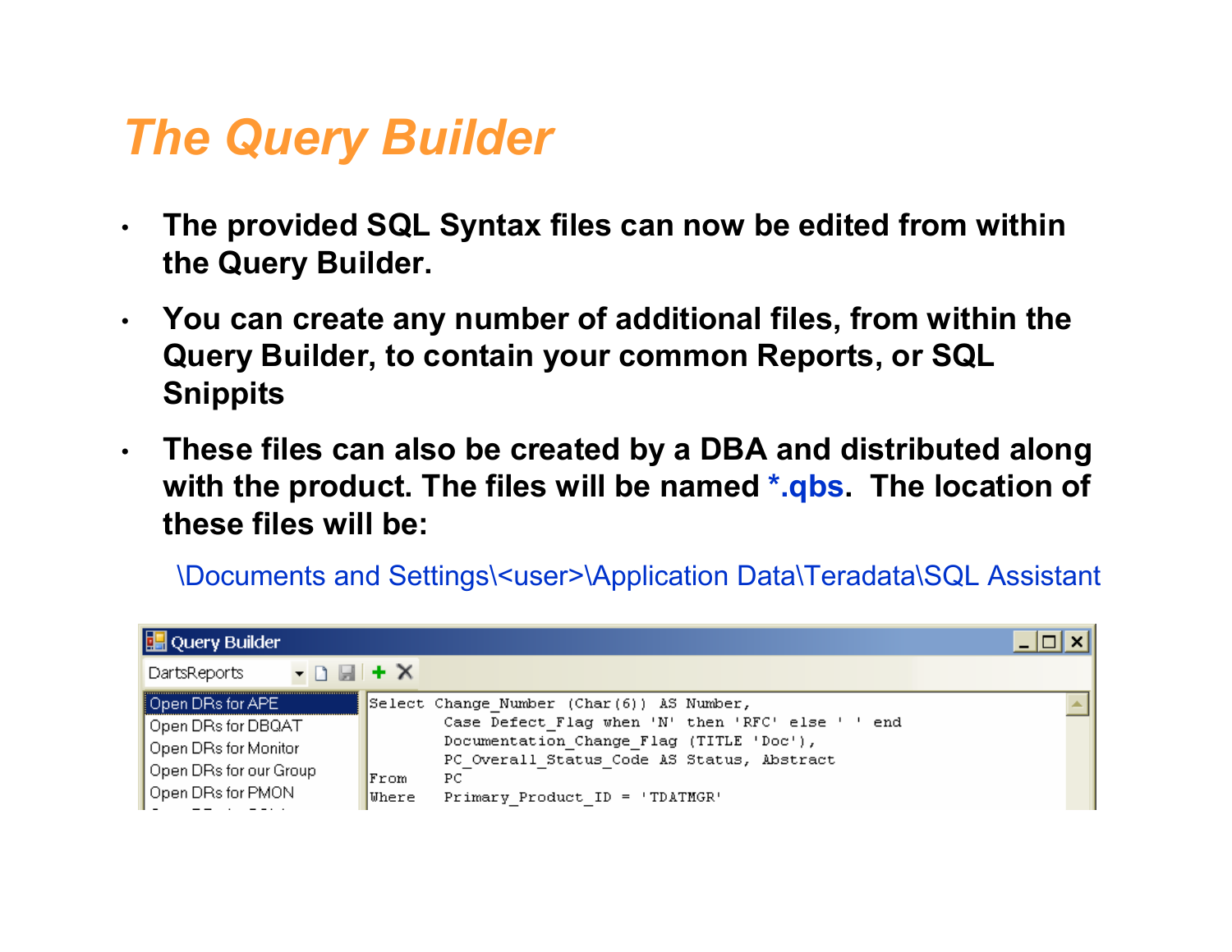# The Query Builder

- **The provided SQL Syntax files can now be edited from within the Query Builder.**
- **You can create any number of additional files, from within the Query Builder, to contain your common Reports, or SQL Snippits**
- **These files can also be created by a DBA and distributed along with the product. The files will be named *.qbs. The location of these files will be:**

  \Documents and Settings\<user>\Application Data\Teradata\SQL Assistant

Query Builder

DartsReports

- Open DRs for APE
- Open DRs for DBQAT
- Open DRs for Monitor
- Open DRs for our Group
- Open DRs for PMON

```
Select Change_Number (Char(6)) AS Number,
       Case Defect_Flag when 'N' then 'RFC' else ' ' end
       Documentation_Change_Flag (TITLE 'Doc'),
       PC_Overall_Status_Code AS Status, Abstract
From   PC
Where  Primary_Product_ID = 'TDATMGR'
```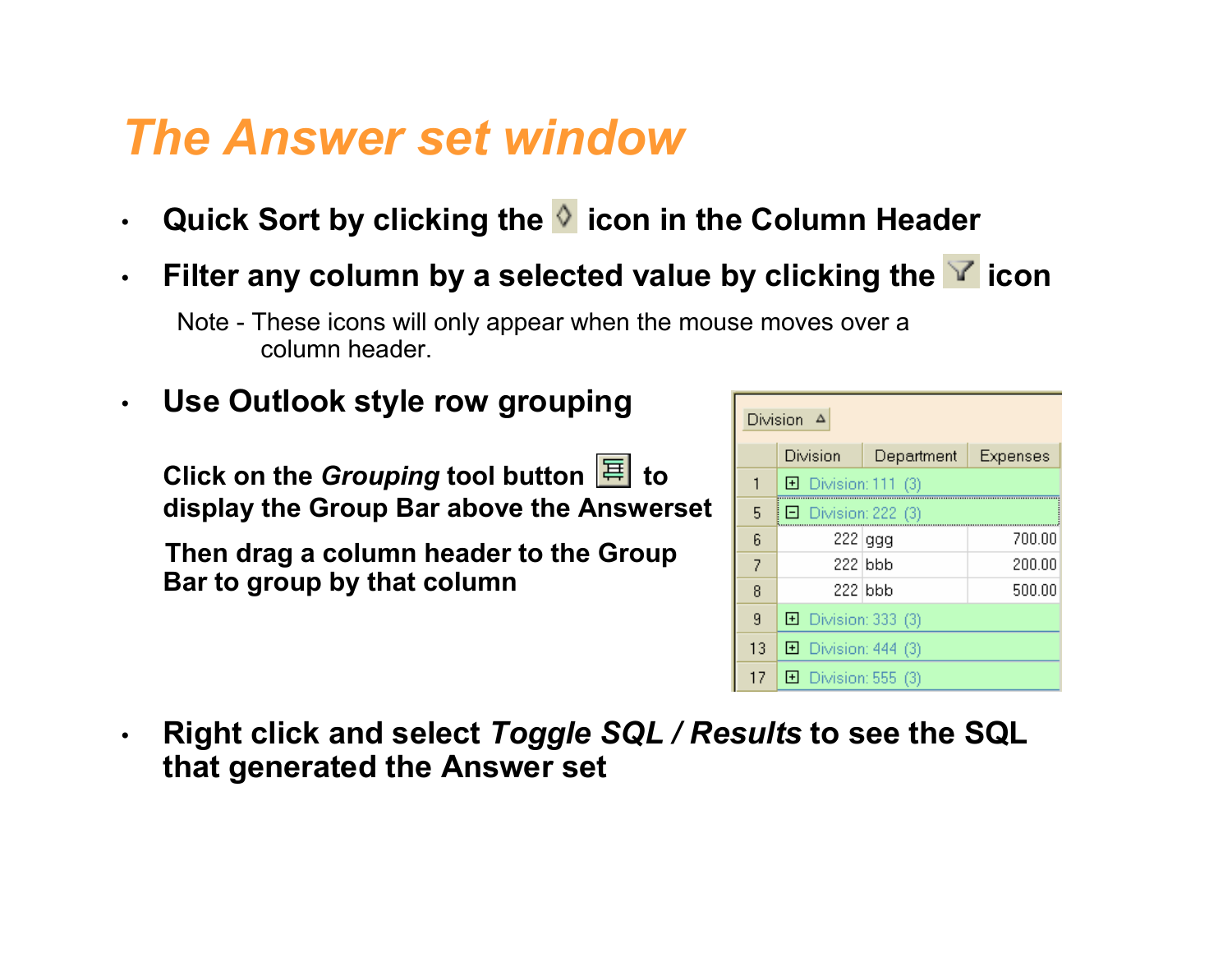# The Answer set window

- **Quick Sort by clicking the ◊ icon in the Column Header**
- **Filter any column by a selected value by clicking the icon**

  Note - These icons will only appear when the mouse moves over a column header.

- **Use Outlook style row grouping**

  **Click on the *Grouping* tool button to display the Group Bar above the Answerset**

  **Then drag a column header to the Group Bar to group by that column**

Division ▵

| | Division | Department | Expenses |
|---|---|---|---|
| 1 | ⊞ Division: 111 (3) | | |
| 5 | ⊟ Division: 222 (3) | | |
| 6 | 222 | ggg | 700.00 |
| 7 | 222 | bbb | 200.00 |
| 8 | 222 | bbb | 500.00 |
| 9 | ⊞ Division: 333 (3) | | |
| 13 | ⊞ Division: 444 (3) | | |
| 17 | ⊞ Division: 555 (3) | | |

- **Right click and select *Toggle SQL / Results* to see the SQL that generated the Answer set**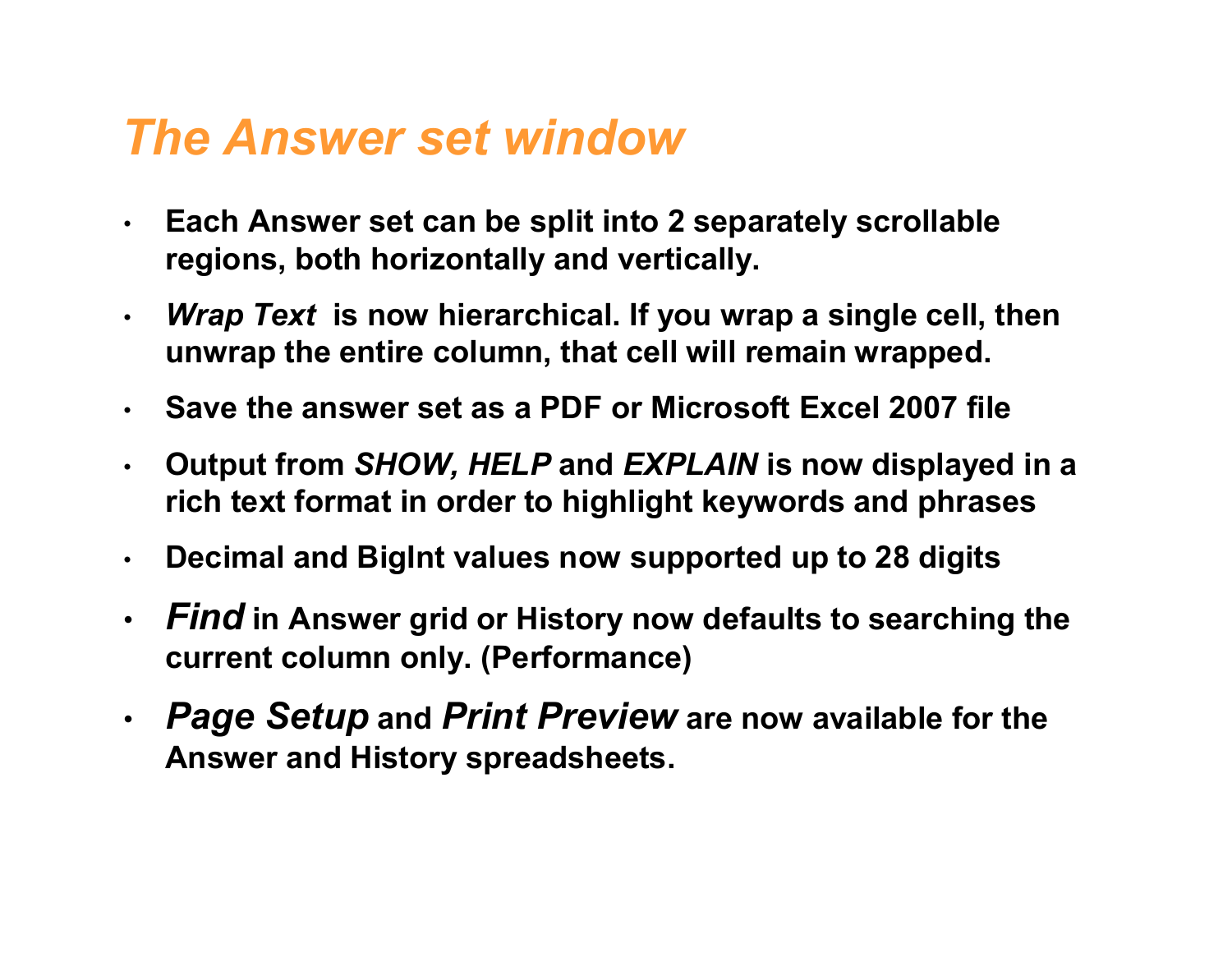# *The Answer set window*

- **Each Answer set can be split into 2 separately scrollable regions, both horizontally and vertically.**
- ***Wrap Text* is now hierarchical. If you wrap a single cell, then unwrap the entire column, that cell will remain wrapped.**
- **Save the answer set as a PDF or Microsoft Excel 2007 file**
- **Output from *SHOW, HELP* and *EXPLAIN* is now displayed in a rich text format in order to highlight keywords and phrases**
- **Decimal and BigInt values now supported up to 28 digits**
- ***Find* in Answer grid or History now defaults to searching the current column only. (Performance)**
- ***Page Setup* and *Print Preview* are now available for the Answer and History spreadsheets.**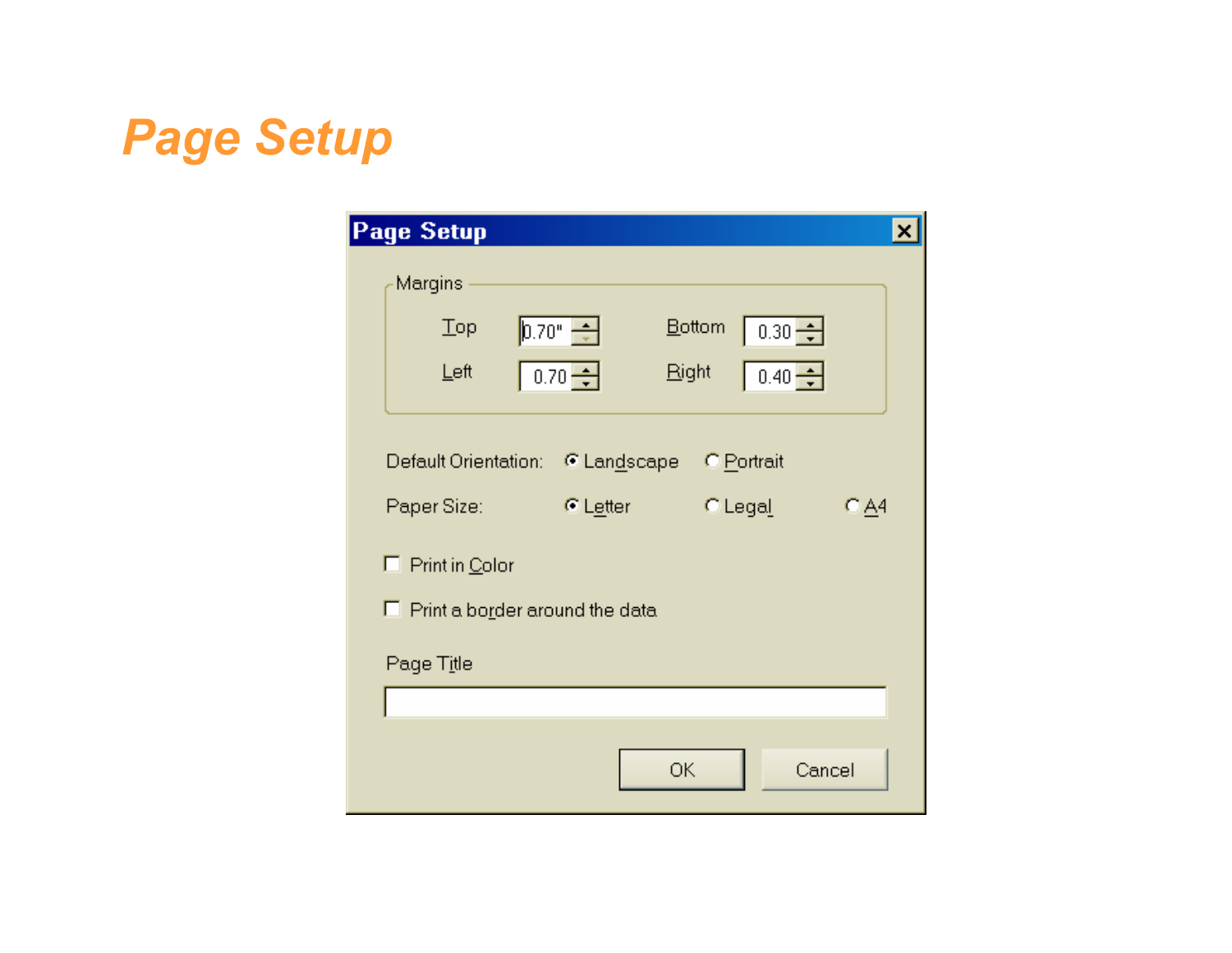# Page Setup

**Page Setup**

Margins

Top 0.70" Bottom 0.30

Left 0.70 Right 0.40

Default Orientation: (•) Landscape ( ) Portrait

Paper Size: (•) Letter ( ) Legal ( ) A4

☐ Print in Color

☐ Print a border around the data

Page Title

OK Cancel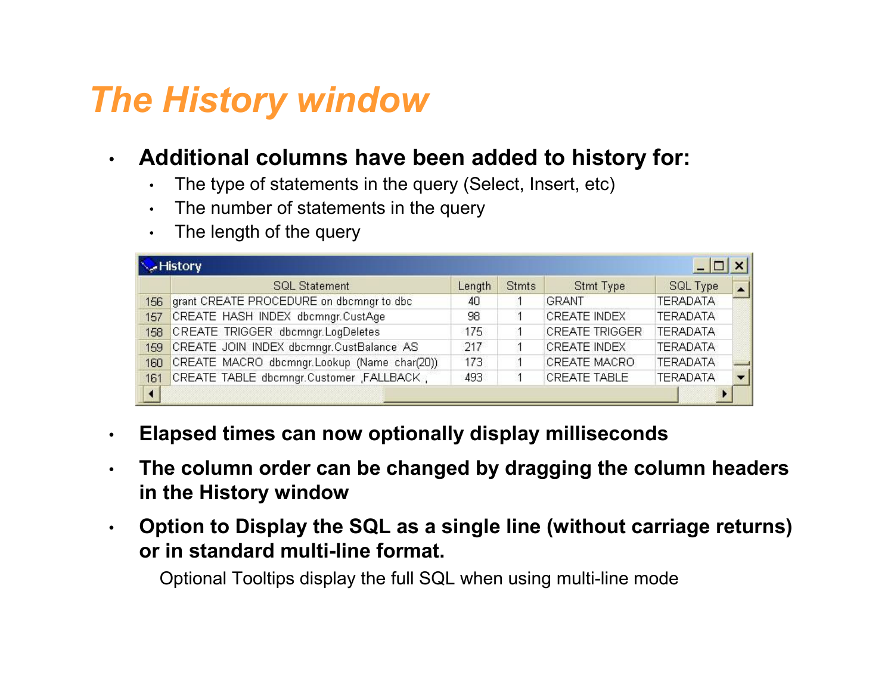# The History window

- **Additional columns have been added to history for:**
  - The type of statements in the query (Select, Insert, etc)
  - The number of statements in the query
  - The length of the query

History

| | SQL Statement | Length | Stmts | Stmt Type | SQL Type |
|---|---|---|---|---|---|
| 156 | grant CREATE PROCEDURE on dbcmngr to dbc | 40 | 1 | GRANT | TERADATA |
| 157 | CREATE HASH INDEX dbcmngr.CustAge | 98 | 1 | CREATE INDEX | TERADATA |
| 158 | CREATE TRIGGER dbcmngr.LogDeletes | 175 | 1 | CREATE TRIGGER | TERADATA |
| 159 | CREATE JOIN INDEX dbcmngr.CustBalance AS | 217 | 1 | CREATE INDEX | TERADATA |
| 160 | CREATE MACRO dbcmngr.Lookup (Name char(20)) | 173 | 1 | CREATE MACRO | TERADATA |
| 161 | CREATE TABLE dbcmngr.Customer ,FALLBACK , | 493 | 1 | CREATE TABLE | TERADATA |

- **Elapsed times can now optionally display milliseconds**
- **The column order can be changed by dragging the column headers in the History window**
- **Option to Display the SQL as a single line (without carriage returns) or in standard multi-line format.**

  Optional Tooltips display the full SQL when using multi-line mode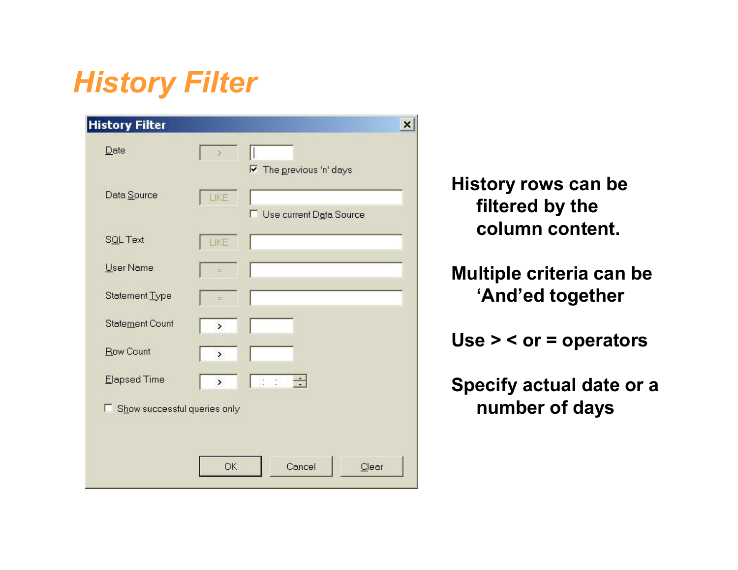# History Filter

History Filter

| | | |
|---|---|---|
| Date | > | |
| | | ☑ The previous 'n' days |
| Data Source | LIKE | |
| | | ☐ Use current Data Source |
| SQL Text | LIKE | |
| User Name | = | |
| Statement Type | = | |
| Statement Count | > | |
| Row Count | > | |
| Elapsed Time | > | : : |

☐ Show successful queries only

OK | Cancel | Clear

History rows can be filtered by the column content.

Multiple criteria can be 'And'ed together

Use > < or = operators

Specify actual date or a number of days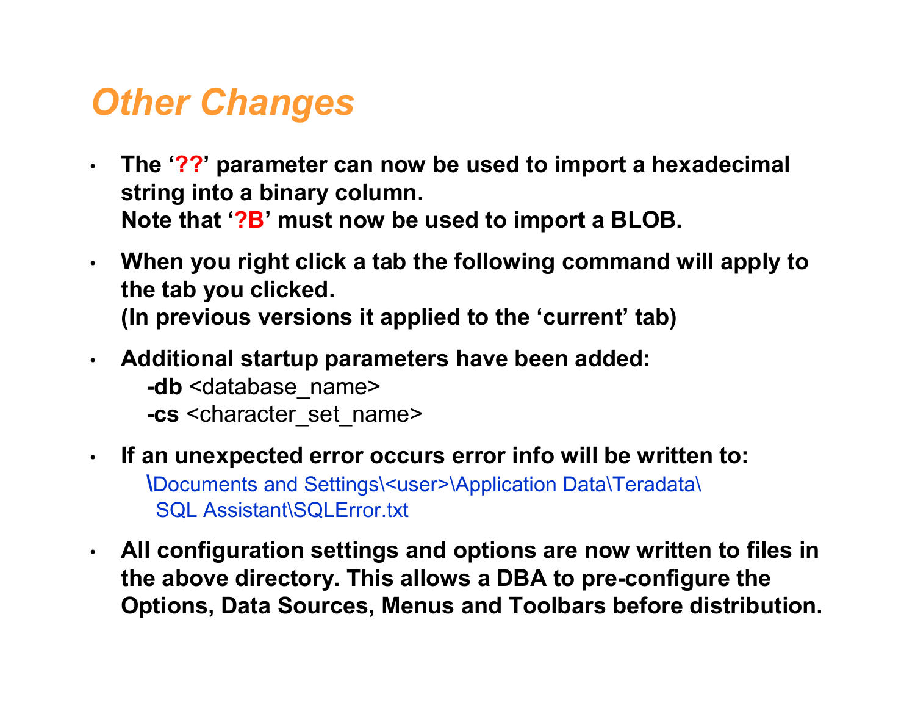# *Other Changes*

- **The '??' parameter can now be used to import a hexadecimal string into a binary column.**
  **Note that '?B' must now be used to import a BLOB.**
- **When you right click a tab the following command will apply to the tab you clicked.**
  **(In previous versions it applied to the 'current' tab)**
- **Additional startup parameters have been added:**
  - **-db** <database_name>
  - **-cs** <character_set_name>
- **If an unexpected error occurs error info will be written to:**
  \Documents and Settings\<user>\Application Data\Teradata\SQL Assistant\SQLError.txt
- **All configuration settings and options are now written to files in the above directory. This allows a DBA to pre-configure the Options, Data Sources, Menus and Toolbars before distribution.**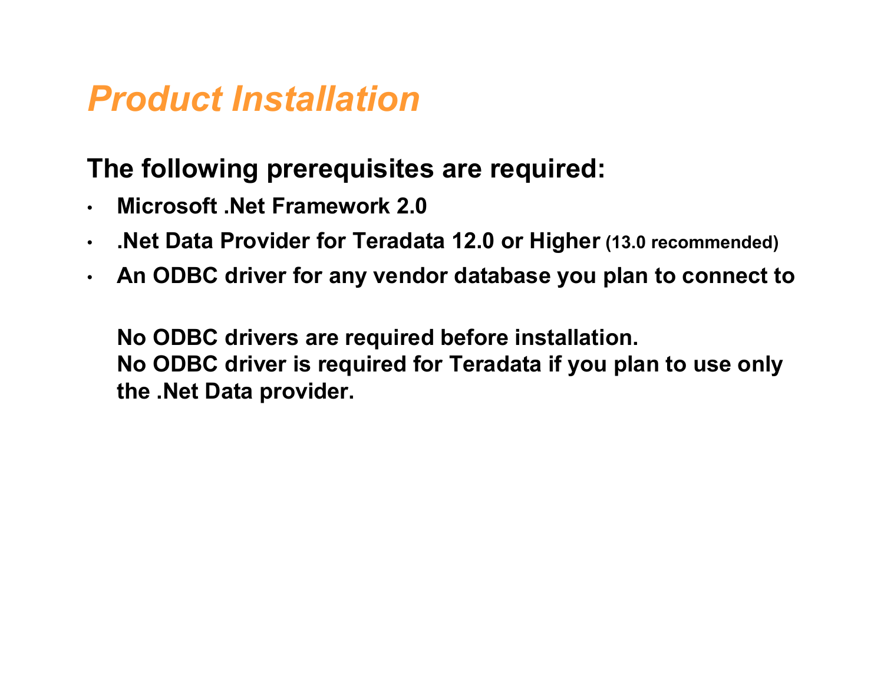# *Product Installation*

**The following prerequisites are required:**

- **Microsoft .Net Framework 2.0**
- **.Net Data Provider for Teradata 12.0 or Higher** **(13.0 recommended)**
- **An ODBC driver for any vendor database you plan to connect to**

**No ODBC drivers are required before installation.**
**No ODBC driver is required for Teradata if you plan to use only the .Net Data provider.**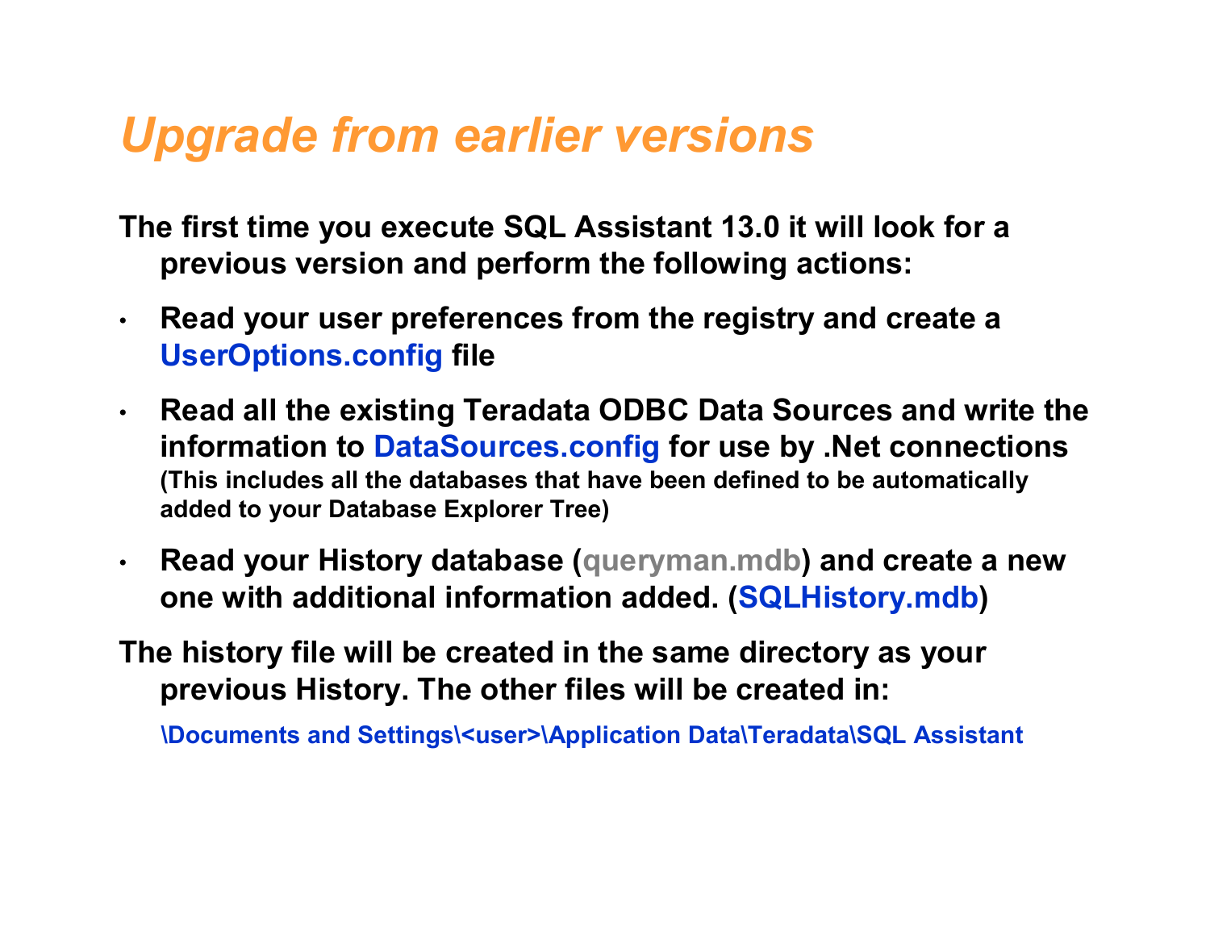# *Upgrade from earlier versions*

**The first time you execute SQL Assistant 13.0 it will look for a previous version and perform the following actions:**

- **Read your user preferences from the registry and create a UserOptions.config file**
- **Read all the existing Teradata ODBC Data Sources and write the information to DataSources.config for use by .Net connections** **(This includes all the databases that have been defined to be automatically added to your Database Explorer Tree)**
- **Read your History database (queryman.mdb) and create a new one with additional information added. (SQLHistory.mdb)**

**The history file will be created in the same directory as your previous History. The other files will be created in:**

**\Documents and Settings\<user>\Application Data\Teradata\SQL Assistant**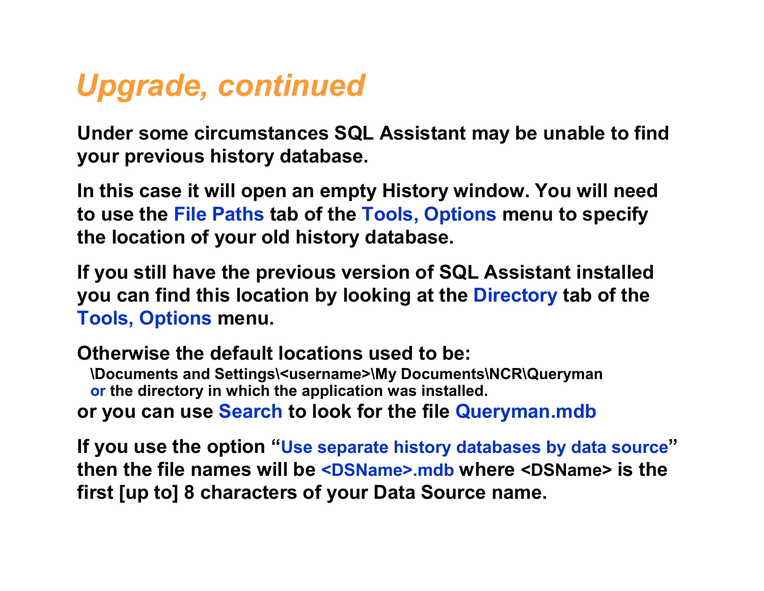# *Upgrade, continued*

**Under some circumstances SQL Assistant may be unable to find your previous history database.**

**In this case it will open an empty History window. You will need to use the File Paths tab of the Tools, Options menu to specify the location of your old history database.**

**If you still have the previous version of SQL Assistant installed you can find this location by looking at the Directory tab of the Tools, Options menu.**

**Otherwise the default locations used to be:**

**\Documents and Settings\<username>\My Documents\NCR\Queryman**
**or the directory in which the application was installed.**

**or you can use Search to look for the file Queryman.mdb**

**If you use the option "Use separate history databases by data source" then the file names will be <DSName>.mdb where <DSName> is the first [up to] 8 characters of your Data Source name.**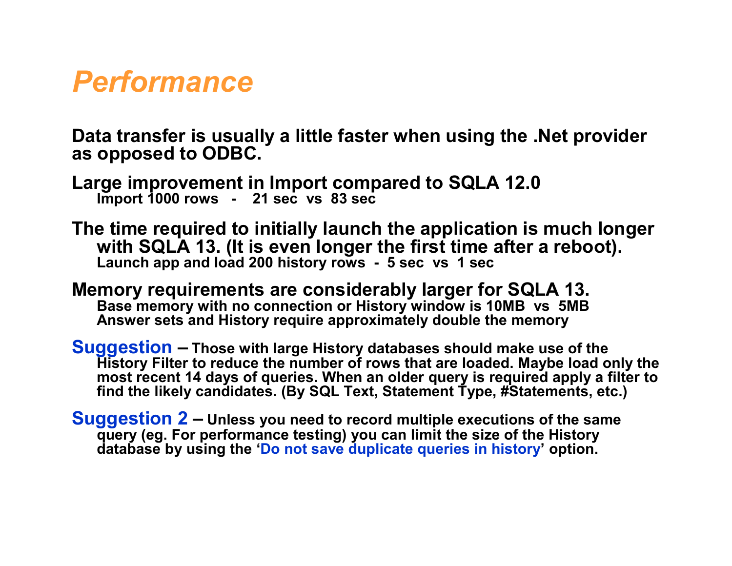# *Performance*

**Data transfer is usually a little faster when using the .Net provider as opposed to ODBC.**

**Large improvement in Import compared to SQLA 12.0**

**Import 1000 rows - 21 sec vs 83 sec**

**The time required to initially launch the application is much longer with SQLA 13. (It is even longer the first time after a reboot).**

**Launch app and load 200 history rows - 5 sec vs 1 sec**

**Memory requirements are considerably larger for SQLA 13.**

**Base memory with no connection or History window is 10MB vs 5MB**

**Answer sets and History require approximately double the memory**

**Suggestion – Those with large History databases should make use of the History Filter to reduce the number of rows that are loaded. Maybe load only the most recent 14 days of queries. When an older query is required apply a filter to find the likely candidates. (By SQL Text, Statement Type, #Statements, etc.)**

**Suggestion 2 – Unless you need to record multiple executions of the same query (eg. For performance testing) you can limit the size of the History database by using the 'Do not save duplicate queries in history' option.**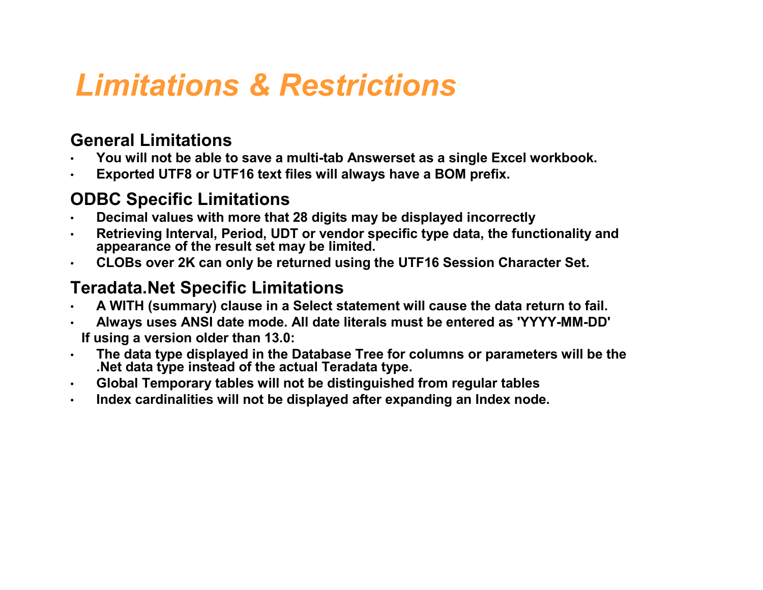# Limitations & Restrictions

## General Limitations

- **You will not be able to save a multi-tab Answerset as a single Excel workbook.**
- **Exported UTF8 or UTF16 text files will always have a BOM prefix.**

## ODBC Specific Limitations

- **Decimal values with more that 28 digits may be displayed incorrectly**
- **Retrieving Interval, Period, UDT or vendor specific type data, the functionality and appearance of the result set may be limited.**
- **CLOBs over 2K can only be returned using the UTF16 Session Character Set.**

## Teradata.Net Specific Limitations

- **A WITH (summary) clause in a Select statement will cause the data return to fail.**
- **Always uses ANSI date mode. All date literals must be entered as 'YYYY-MM-DD'**

**If using a version older than 13.0:**

- **The data type displayed in the Database Tree for columns or parameters will be the .Net data type instead of the actual Teradata type.**
- **Global Temporary tables will not be distinguished from regular tables**
- **Index cardinalities will not be displayed after expanding an Index node.**